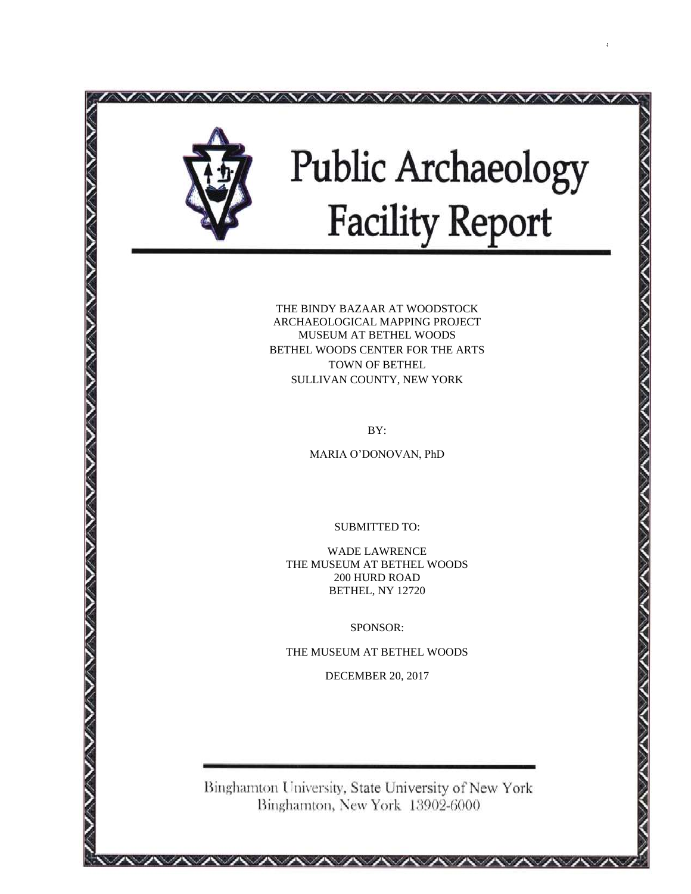# Public Archaeology Facility Report

THE BINDY BAZAAR AT WOODSTOCK
ARCHAEOLOGICAL MAPPING PROJECT
MUSEUM AT BETHEL WOODS
BETHEL WOODS CENTER FOR THE ARTS
TOWN OF BETHEL
SULLIVAN COUNTY, NEW YORK

BY:

MARIA O'DONOVAN, PhD

SUBMITTED TO:

WADE LAWRENCE
THE MUSEUM AT BETHEL WOODS
200 HURD ROAD
BETHEL, NY 12720

SPONSOR:

THE MUSEUM AT BETHEL WOODS

DECEMBER 20, 2017

Binghamton University, State University of New York
Binghamton, New York 13902-6000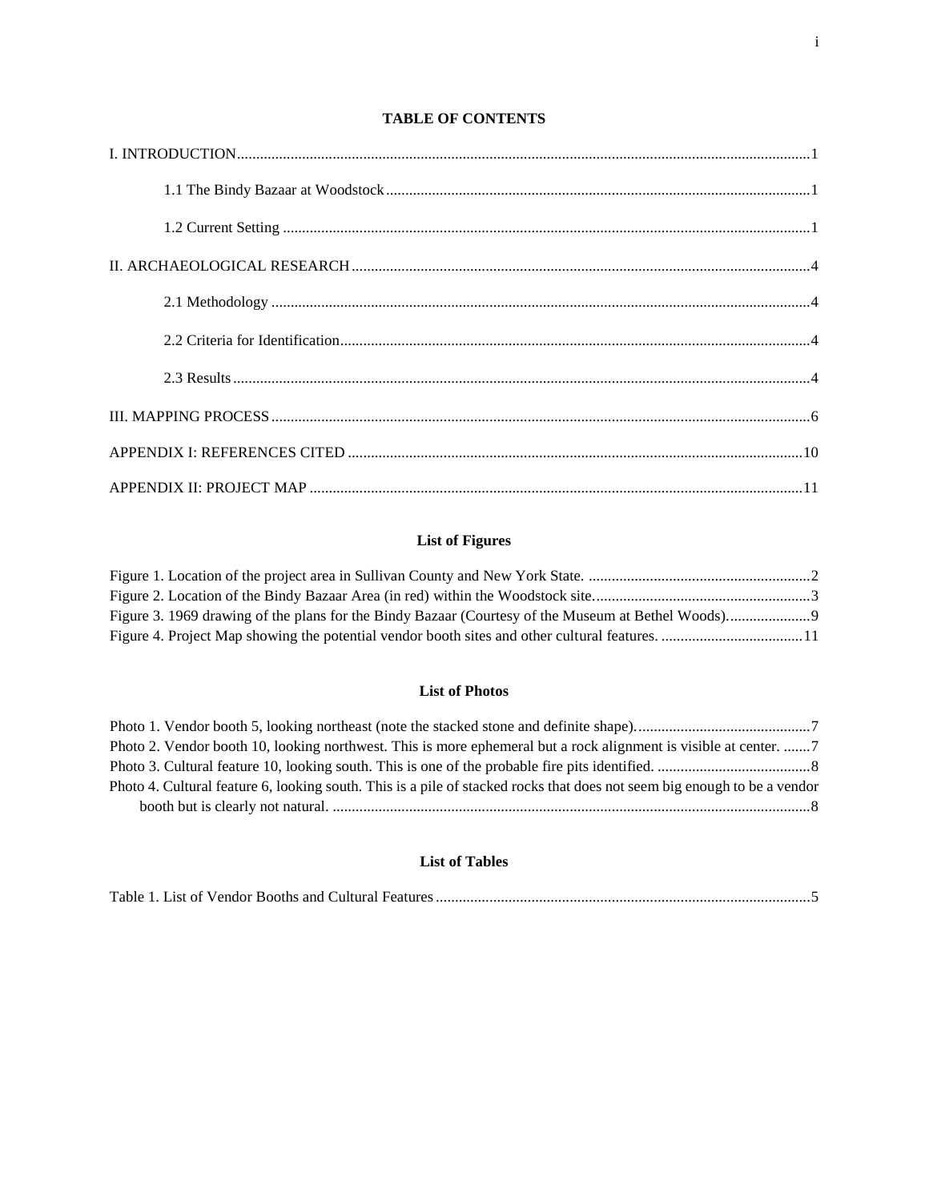## TABLE OF CONTENTS

I. INTRODUCTION .....1

 1.1 The Bindy Bazaar at Woodstock .....1

 1.2 Current Setting .....1

II. ARCHAEOLOGICAL RESEARCH .....4

 2.1 Methodology .....4

 2.2 Criteria for Identification .....4

 2.3 Results .....4

III. MAPPING PROCESS .....6

APPENDIX I: REFERENCES CITED .....10

APPENDIX II: PROJECT MAP .....11

### List of Figures

Figure 1. Location of the project area in Sullivan County and New York State. .....2

Figure 2. Location of the Bindy Bazaar Area (in red) within the Woodstock site. .....3

Figure 3. 1969 drawing of the plans for the Bindy Bazaar (Courtesy of the Museum at Bethel Woods). .....9

Figure 4. Project Map showing the potential vendor booth sites and other cultural features. .....11

### List of Photos

Photo 1. Vendor booth 5, looking northeast (note the stacked stone and definite shape). .....7

Photo 2. Vendor booth 10, looking northwest. This is more ephemeral but a rock alignment is visible at center. .....7

Photo 3. Cultural feature 10, looking south. This is one of the probable fire pits identified. .....8

Photo 4. Cultural feature 6, looking south. This is a pile of stacked rocks that does not seem big enough to be a vendor booth but is clearly not natural. .....8

### List of Tables

Table 1. List of Vendor Booths and Cultural Features .....5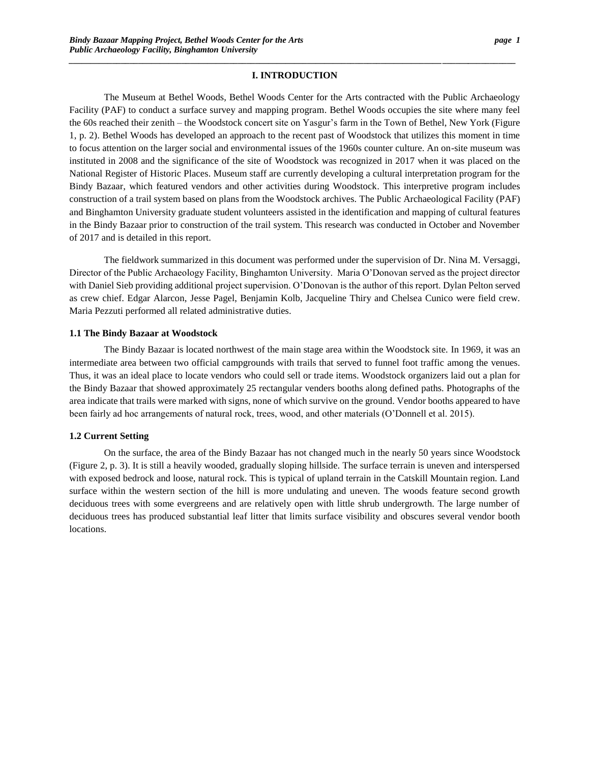# I. INTRODUCTION

The Museum at Bethel Woods, Bethel Woods Center for the Arts contracted with the Public Archaeology Facility (PAF) to conduct a surface survey and mapping program. Bethel Woods occupies the site where many feel the 60s reached their zenith – the Woodstock concert site on Yasgur's farm in the Town of Bethel, New York (Figure 1, p. 2). Bethel Woods has developed an approach to the recent past of Woodstock that utilizes this moment in time to focus attention on the larger social and environmental issues of the 1960s counter culture. An on-site museum was instituted in 2008 and the significance of the site of Woodstock was recognized in 2017 when it was placed on the National Register of Historic Places. Museum staff are currently developing a cultural interpretation program for the Bindy Bazaar, which featured vendors and other activities during Woodstock. This interpretive program includes construction of a trail system based on plans from the Woodstock archives. The Public Archaeological Facility (PAF) and Binghamton University graduate student volunteers assisted in the identification and mapping of cultural features in the Bindy Bazaar prior to construction of the trail system. This research was conducted in October and November of 2017 and is detailed in this report.

The fieldwork summarized in this document was performed under the supervision of Dr. Nina M. Versaggi, Director of the Public Archaeology Facility, Binghamton University. Maria O'Donovan served as the project director with Daniel Sieb providing additional project supervision. O'Donovan is the author of this report. Dylan Pelton served as crew chief. Edgar Alarcon, Jesse Pagel, Benjamin Kolb, Jacqueline Thiry and Chelsea Cunico were field crew. Maria Pezzuti performed all related administrative duties.

## 1.1 The Bindy Bazaar at Woodstock

The Bindy Bazaar is located northwest of the main stage area within the Woodstock site. In 1969, it was an intermediate area between two official campgrounds with trails that served to funnel foot traffic among the venues. Thus, it was an ideal place to locate vendors who could sell or trade items. Woodstock organizers laid out a plan for the Bindy Bazaar that showed approximately 25 rectangular venders booths along defined paths. Photographs of the area indicate that trails were marked with signs, none of which survive on the ground. Vendor booths appeared to have been fairly ad hoc arrangements of natural rock, trees, wood, and other materials (O'Donnell et al. 2015).

## 1.2 Current Setting

On the surface, the area of the Bindy Bazaar has not changed much in the nearly 50 years since Woodstock (Figure 2, p. 3). It is still a heavily wooded, gradually sloping hillside. The surface terrain is uneven and interspersed with exposed bedrock and loose, natural rock. This is typical of upland terrain in the Catskill Mountain region. Land surface within the western section of the hill is more undulating and uneven. The woods feature second growth deciduous trees with some evergreens and are relatively open with little shrub undergrowth. The large number of deciduous trees has produced substantial leaf litter that limits surface visibility and obscures several vendor booth locations.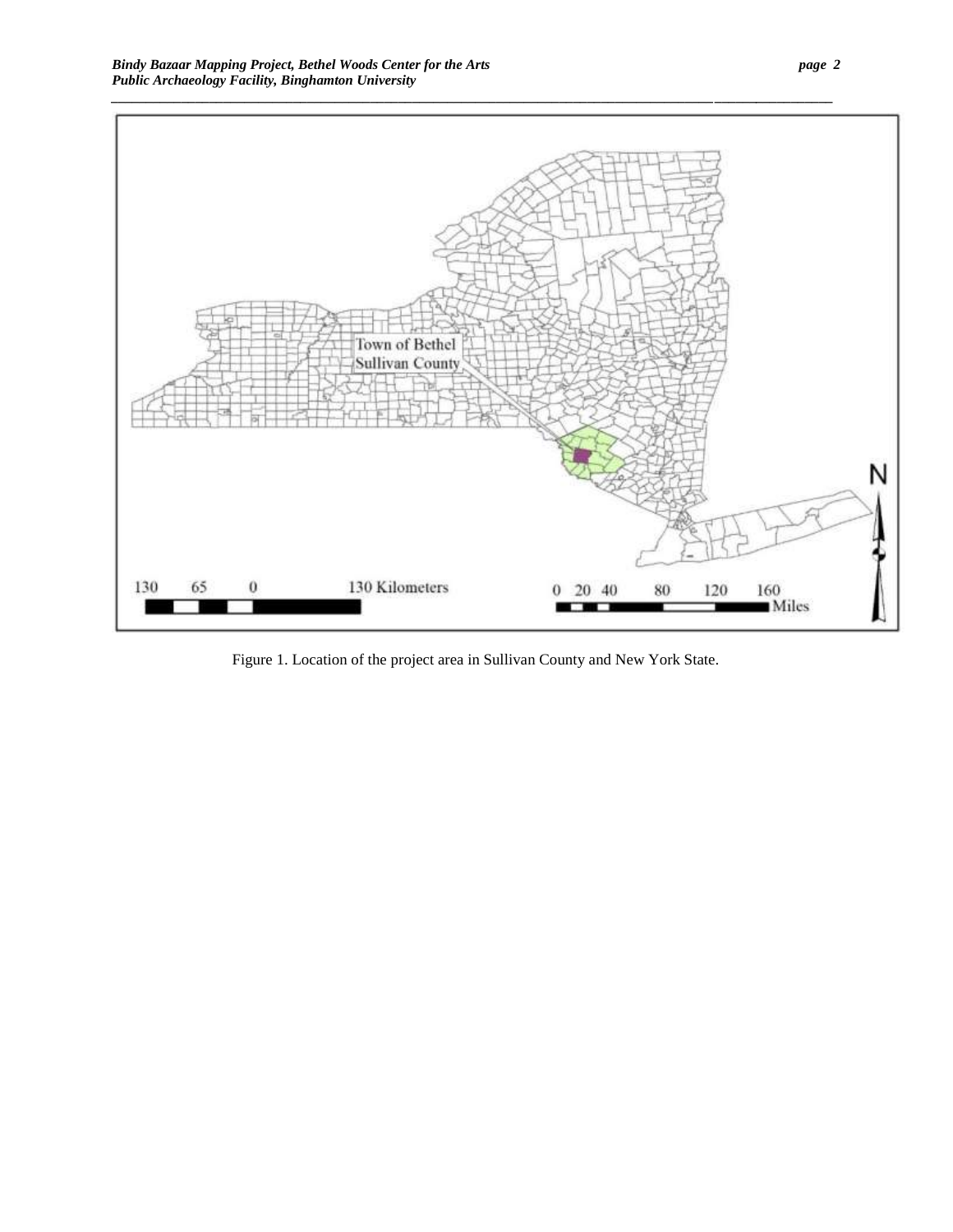Figure 1. Location of the project area in Sullivan County and New York State.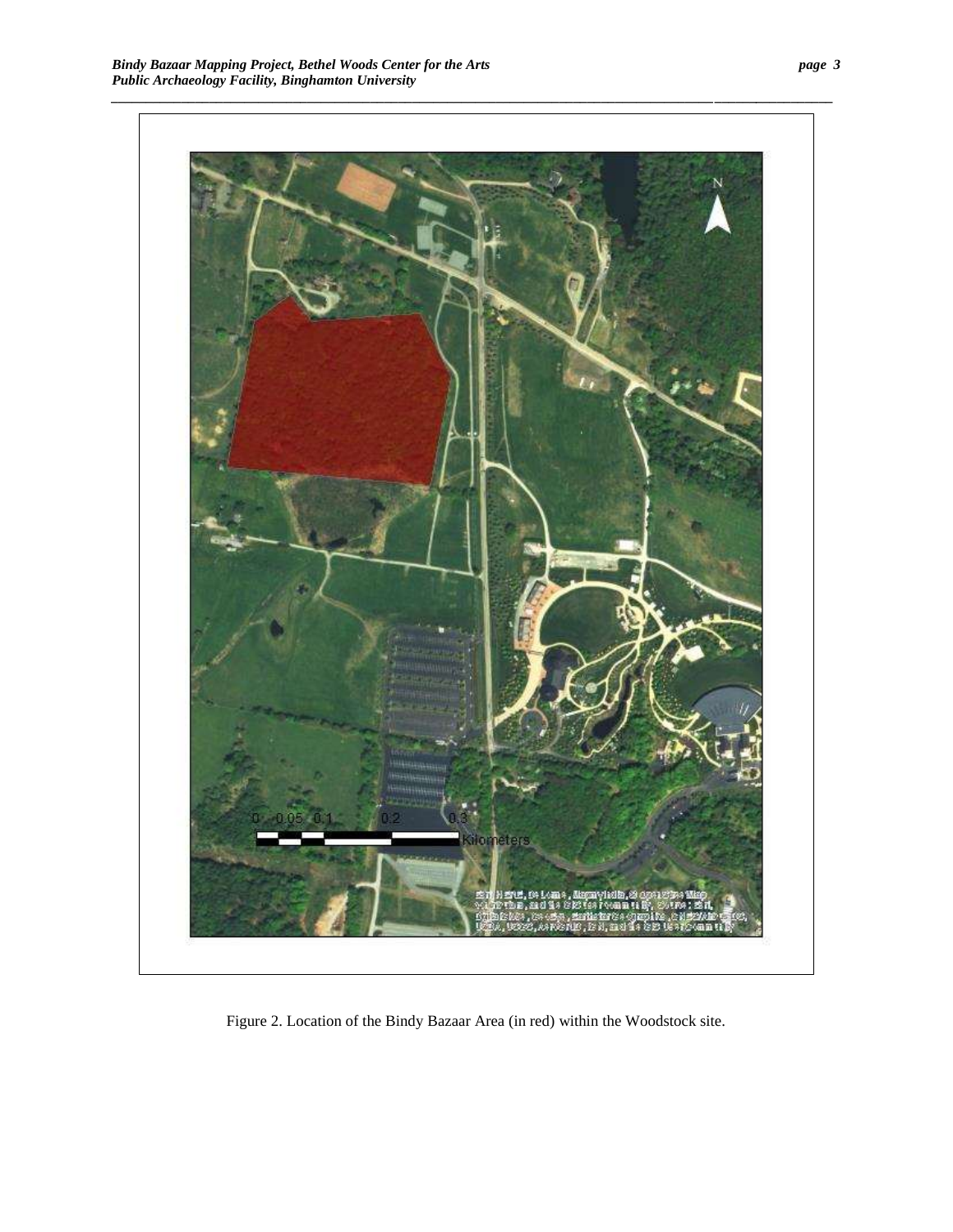Figure 2. Location of the Bindy Bazaar Area (in red) within the Woodstock site.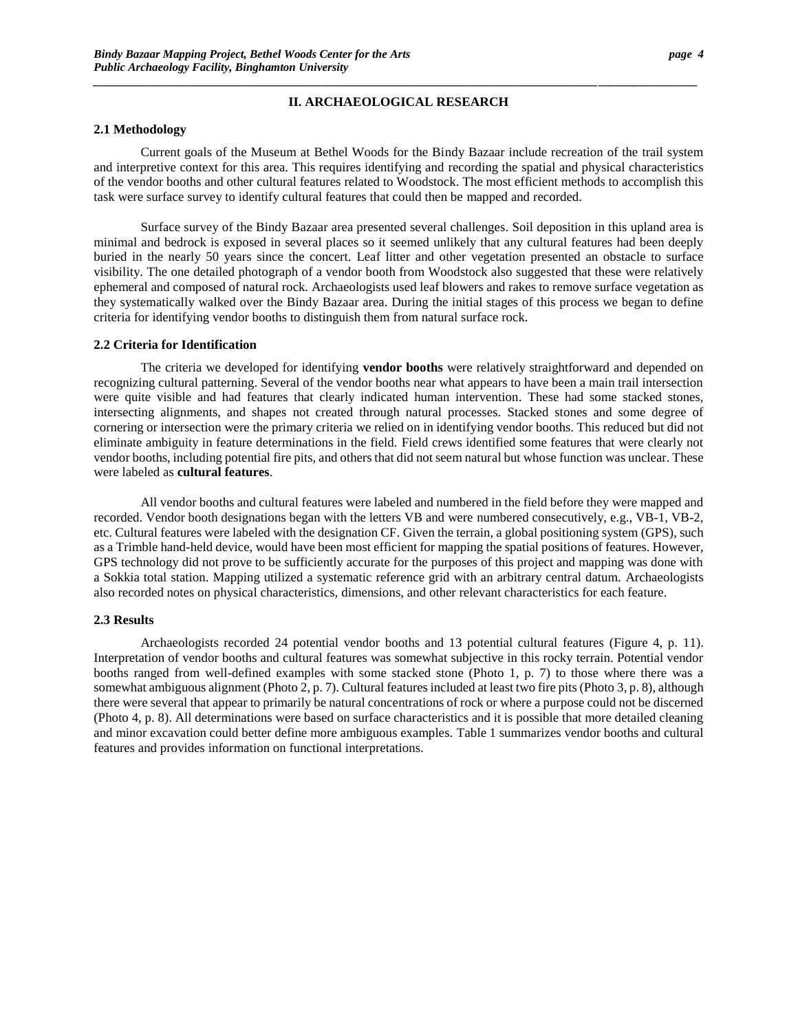# II. ARCHAEOLOGICAL RESEARCH

## 2.1 Methodology

Current goals of the Museum at Bethel Woods for the Bindy Bazaar include recreation of the trail system and interpretive context for this area. This requires identifying and recording the spatial and physical characteristics of the vendor booths and other cultural features related to Woodstock. The most efficient methods to accomplish this task were surface survey to identify cultural features that could then be mapped and recorded.

Surface survey of the Bindy Bazaar area presented several challenges. Soil deposition in this upland area is minimal and bedrock is exposed in several places so it seemed unlikely that any cultural features had been deeply buried in the nearly 50 years since the concert. Leaf litter and other vegetation presented an obstacle to surface visibility. The one detailed photograph of a vendor booth from Woodstock also suggested that these were relatively ephemeral and composed of natural rock. Archaeologists used leaf blowers and rakes to remove surface vegetation as they systematically walked over the Bindy Bazaar area. During the initial stages of this process we began to define criteria for identifying vendor booths to distinguish them from natural surface rock.

## 2.2 Criteria for Identification

The criteria we developed for identifying **vendor booths** were relatively straightforward and depended on recognizing cultural patterning. Several of the vendor booths near what appears to have been a main trail intersection were quite visible and had features that clearly indicated human intervention. These had some stacked stones, intersecting alignments, and shapes not created through natural processes. Stacked stones and some degree of cornering or intersection were the primary criteria we relied on in identifying vendor booths. This reduced but did not eliminate ambiguity in feature determinations in the field. Field crews identified some features that were clearly not vendor booths, including potential fire pits, and others that did not seem natural but whose function was unclear. These were labeled as **cultural features**.

All vendor booths and cultural features were labeled and numbered in the field before they were mapped and recorded. Vendor booth designations began with the letters VB and were numbered consecutively, e.g., VB-1, VB-2, etc. Cultural features were labeled with the designation CF. Given the terrain, a global positioning system (GPS), such as a Trimble hand-held device, would have been most efficient for mapping the spatial positions of features. However, GPS technology did not prove to be sufficiently accurate for the purposes of this project and mapping was done with a Sokkia total station. Mapping utilized a systematic reference grid with an arbitrary central datum. Archaeologists also recorded notes on physical characteristics, dimensions, and other relevant characteristics for each feature.

## 2.3 Results

Archaeologists recorded 24 potential vendor booths and 13 potential cultural features (Figure 4, p. 11). Interpretation of vendor booths and cultural features was somewhat subjective in this rocky terrain. Potential vendor booths ranged from well-defined examples with some stacked stone (Photo 1, p. 7) to those where there was a somewhat ambiguous alignment (Photo 2, p. 7). Cultural features included at least two fire pits (Photo 3, p. 8), although there were several that appear to primarily be natural concentrations of rock or where a purpose could not be discerned (Photo 4, p. 8). All determinations were based on surface characteristics and it is possible that more detailed cleaning and minor excavation could better define more ambiguous examples. Table 1 summarizes vendor booths and cultural features and provides information on functional interpretations.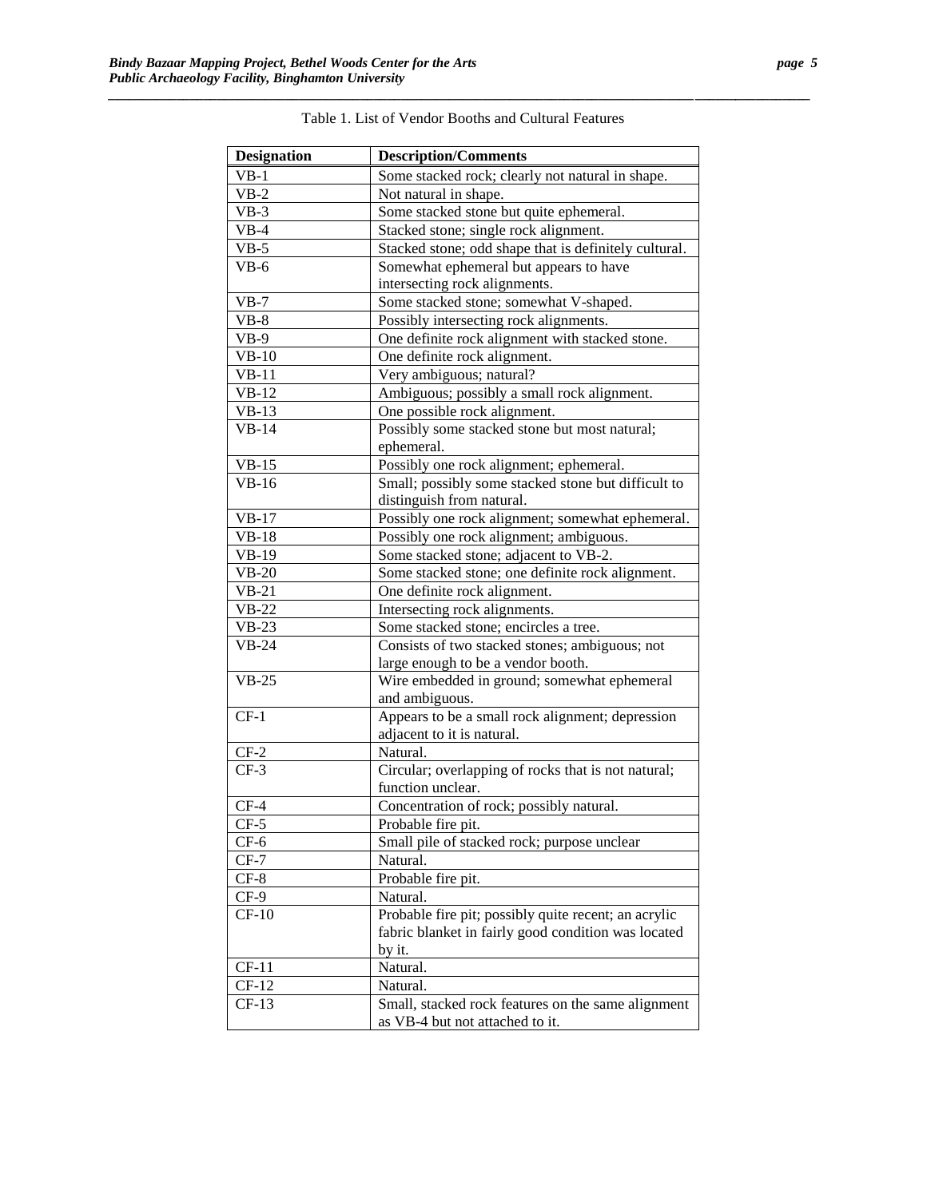Table 1. List of Vendor Booths and Cultural Features

| Designation | Description/Comments |
| --- | --- |
| VB-1 | Some stacked rock; clearly not natural in shape. |
| VB-2 | Not natural in shape. |
| VB-3 | Some stacked stone but quite ephemeral. |
| VB-4 | Stacked stone; single rock alignment. |
| VB-5 | Stacked stone; odd shape that is definitely cultural. |
| VB-6 | Somewhat ephemeral but appears to have intersecting rock alignments. |
| VB-7 | Some stacked stone; somewhat V-shaped. |
| VB-8 | Possibly intersecting rock alignments. |
| VB-9 | One definite rock alignment with stacked stone. |
| VB-10 | One definite rock alignment. |
| VB-11 | Very ambiguous; natural? |
| VB-12 | Ambiguous; possibly a small rock alignment. |
| VB-13 | One possible rock alignment. |
| VB-14 | Possibly some stacked stone but most natural; ephemeral. |
| VB-15 | Possibly one rock alignment; ephemeral. |
| VB-16 | Small; possibly some stacked stone but difficult to distinguish from natural. |
| VB-17 | Possibly one rock alignment; somewhat ephemeral. |
| VB-18 | Possibly one rock alignment; ambiguous. |
| VB-19 | Some stacked stone; adjacent to VB-2. |
| VB-20 | Some stacked stone; one definite rock alignment. |
| VB-21 | One definite rock alignment. |
| VB-22 | Intersecting rock alignments. |
| VB-23 | Some stacked stone; encircles a tree. |
| VB-24 | Consists of two stacked stones; ambiguous; not large enough to be a vendor booth. |
| VB-25 | Wire embedded in ground; somewhat ephemeral and ambiguous. |
| CF-1 | Appears to be a small rock alignment; depression adjacent to it is natural. |
| CF-2 | Natural. |
| CF-3 | Circular; overlapping of rocks that is not natural; function unclear. |
| CF-4 | Concentration of rock; possibly natural. |
| CF-5 | Probable fire pit. |
| CF-6 | Small pile of stacked rock; purpose unclear |
| CF-7 | Natural. |
| CF-8 | Probable fire pit. |
| CF-9 | Natural. |
| CF-10 | Probable fire pit; possibly quite recent; an acrylic fabric blanket in fairly good condition was located by it. |
| CF-11 | Natural. |
| CF-12 | Natural. |
| CF-13 | Small, stacked rock features on the same alignment as VB-4 but not attached to it. |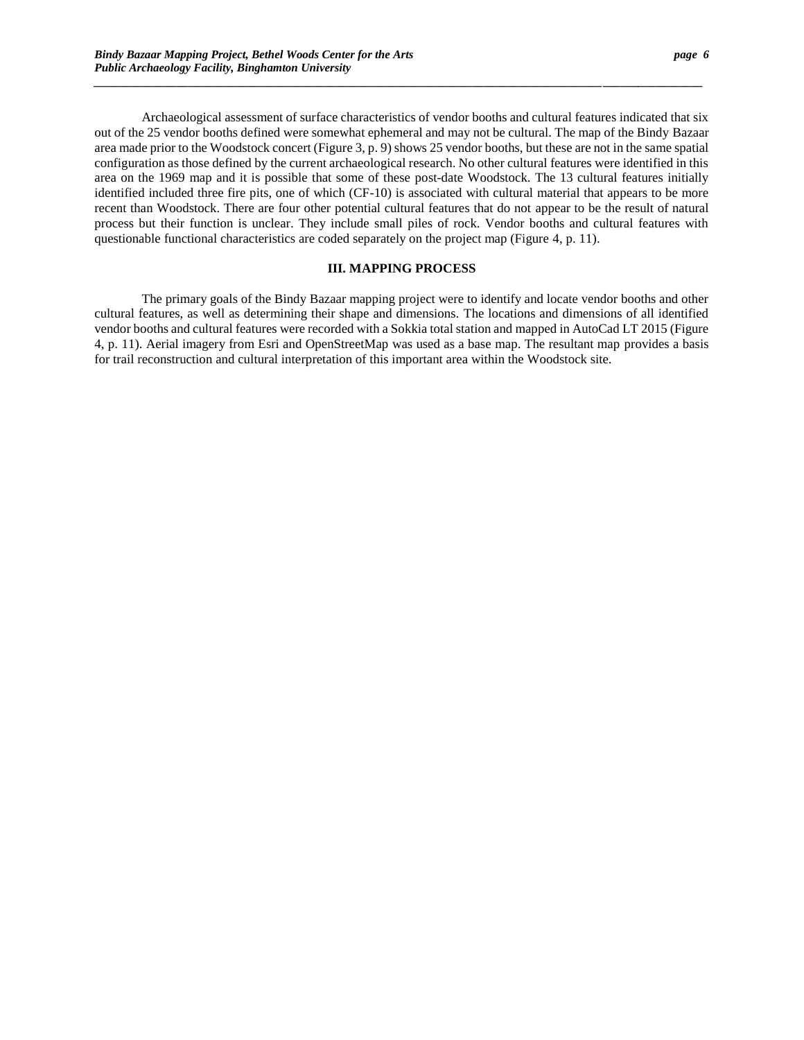Archaeological assessment of surface characteristics of vendor booths and cultural features indicated that six out of the 25 vendor booths defined were somewhat ephemeral and may not be cultural. The map of the Bindy Bazaar area made prior to the Woodstock concert (Figure 3, p. 9) shows 25 vendor booths, but these are not in the same spatial configuration as those defined by the current archaeological research. No other cultural features were identified in this area on the 1969 map and it is possible that some of these post-date Woodstock. The 13 cultural features initially identified included three fire pits, one of which (CF-10) is associated with cultural material that appears to be more recent than Woodstock. There are four other potential cultural features that do not appear to be the result of natural process but their function is unclear. They include small piles of rock. Vendor booths and cultural features with questionable functional characteristics are coded separately on the project map (Figure 4, p. 11).

## III. MAPPING PROCESS

The primary goals of the Bindy Bazaar mapping project were to identify and locate vendor booths and other cultural features, as well as determining their shape and dimensions. The locations and dimensions of all identified vendor booths and cultural features were recorded with a Sokkia total station and mapped in AutoCad LT 2015 (Figure 4, p. 11). Aerial imagery from Esri and OpenStreetMap was used as a base map. The resultant map provides a basis for trail reconstruction and cultural interpretation of this important area within the Woodstock site.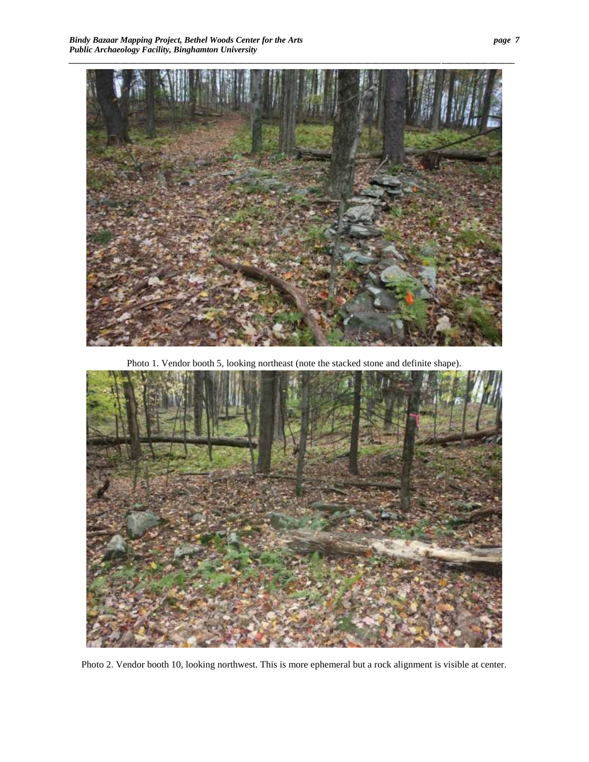Photo 1. Vendor booth 5, looking northeast (note the stacked stone and definite shape).

Photo 2. Vendor booth 10, looking northwest. This is more ephemeral but a rock alignment is visible at center.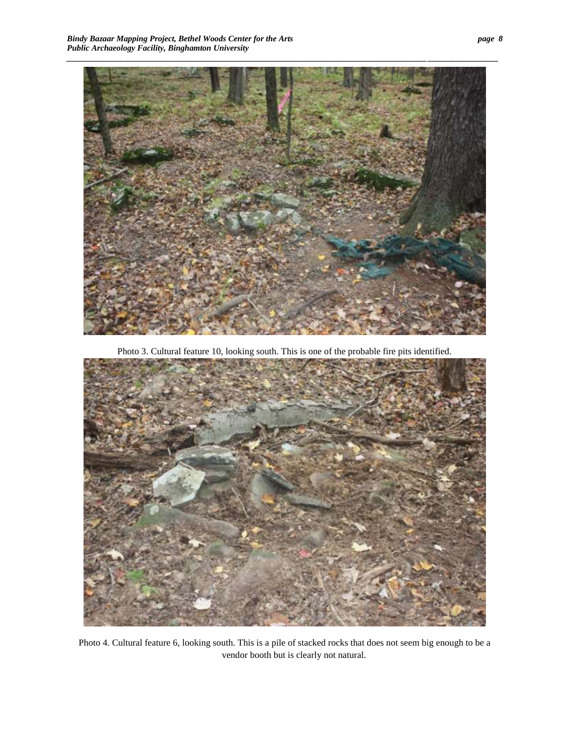Photo 3. Cultural feature 10, looking south. This is one of the probable fire pits identified.

Photo 4. Cultural feature 6, looking south. This is a pile of stacked rocks that does not seem big enough to be a vendor booth but is clearly not natural.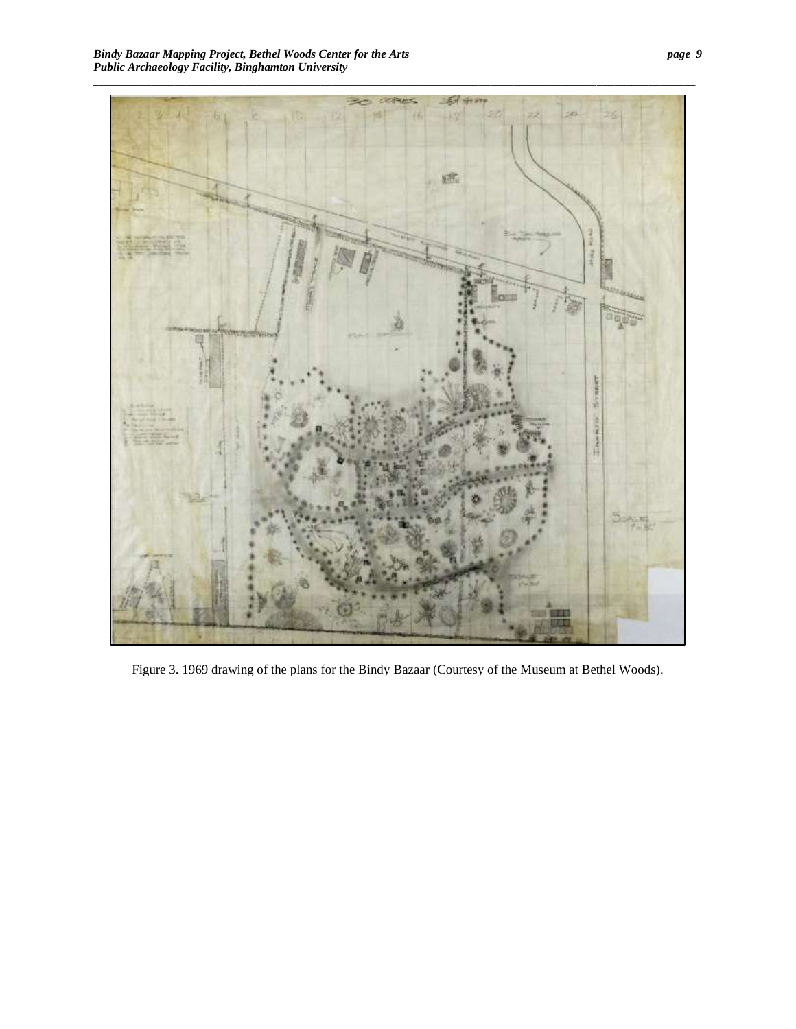Figure 3. 1969 drawing of the plans for the Bindy Bazaar (Courtesy of the Museum at Bethel Woods).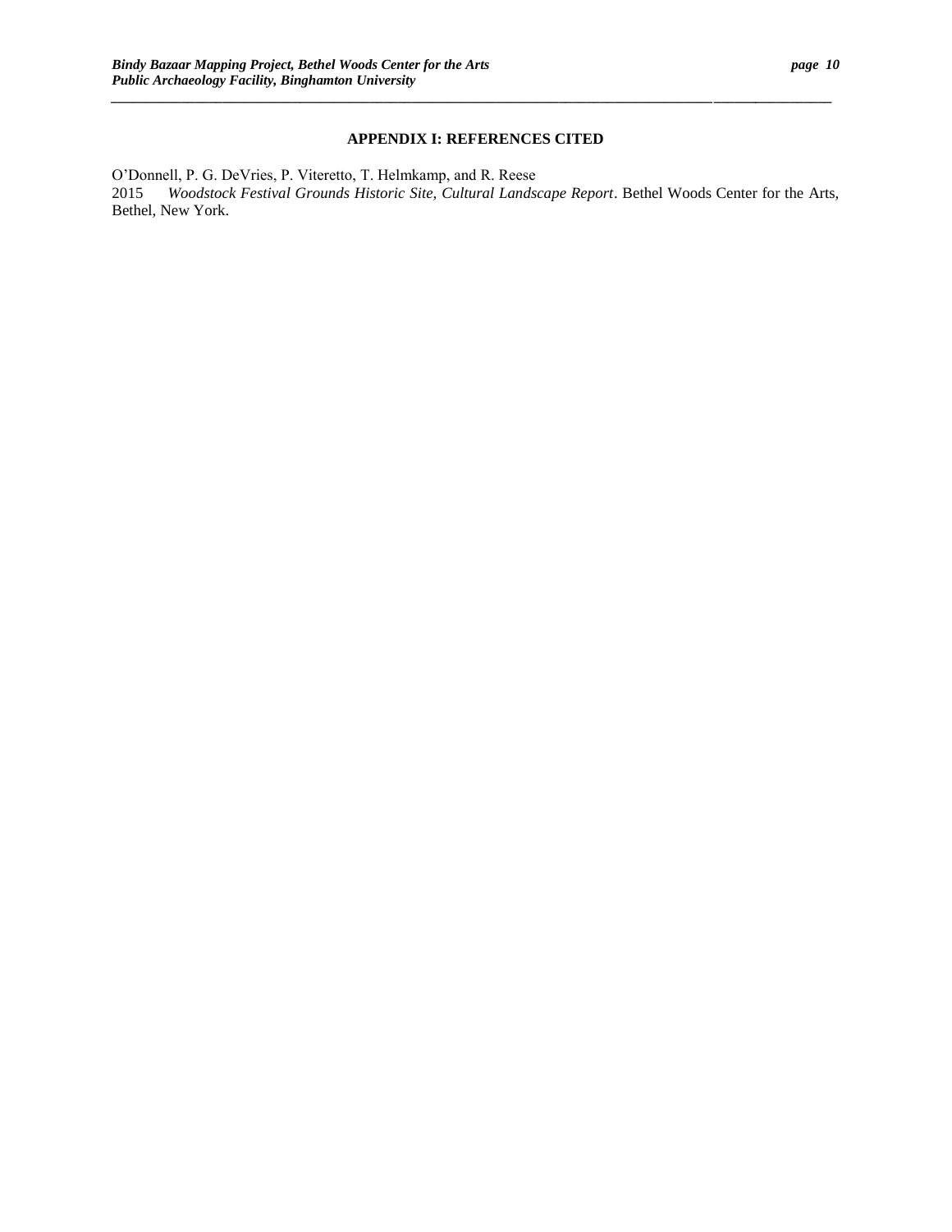## APPENDIX I: REFERENCES CITED

O'Donnell, P. G. DeVries, P. Viteretto, T. Helmkamp, and R. Reese
2015 *Woodstock Festival Grounds Historic Site, Cultural Landscape Report*. Bethel Woods Center for the Arts, Bethel, New York.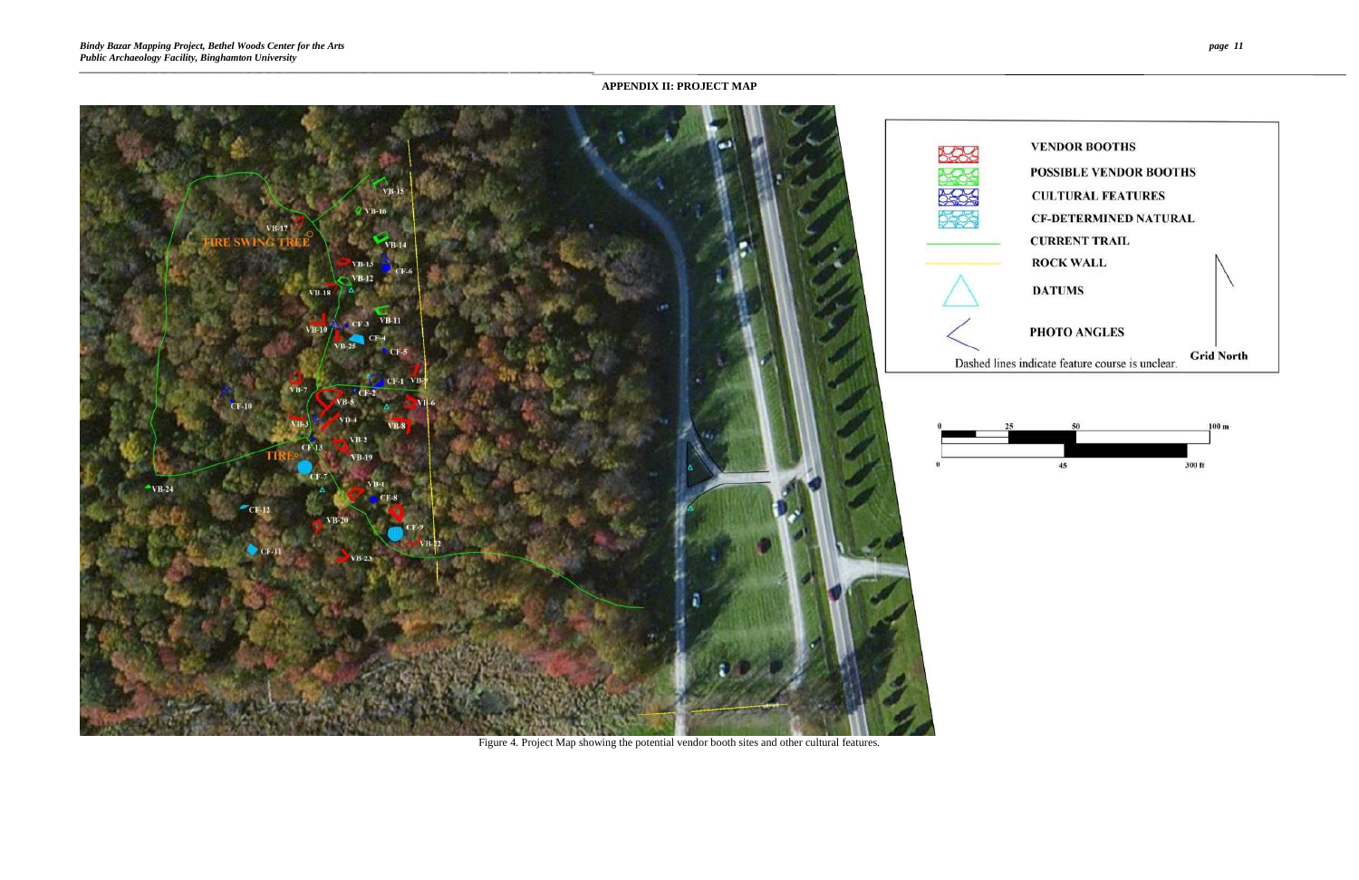## APPENDIX II: PROJECT MAP

VB-15
VB-16
VB-17
FIRE SWING TREE
VB-14
VB-13
CF-6
VB-12
VB-18
VB-11
VB-10
CF-3
CF-4
VB-25
CF-5
VB-7
CF-1
VB-9
CF-10
CF-2
VB-5
VB-6
VB-3
VB-4
VB-8
CF-13
VB-2
TIRE
VB-19
VB-24
CF-7
VB-1
CF-8
CF-12
VB-20
CF-9
VB-22
CF-11
VB-23

VENDOR BOOTHS
POSSIBLE VENDOR BOOTHS
CULTURAL FEATURES
CF-DETERMINED NATURAL
CURRENT TRAIL
ROCK WALL
DATUMS
PHOTO ANGLES
Grid North
Dashed lines indicate feature course is unclear.

0 25 50 100 m
0 45 300 ft

Figure 4. Project Map showing the potential vendor booth sites and other cultural features.